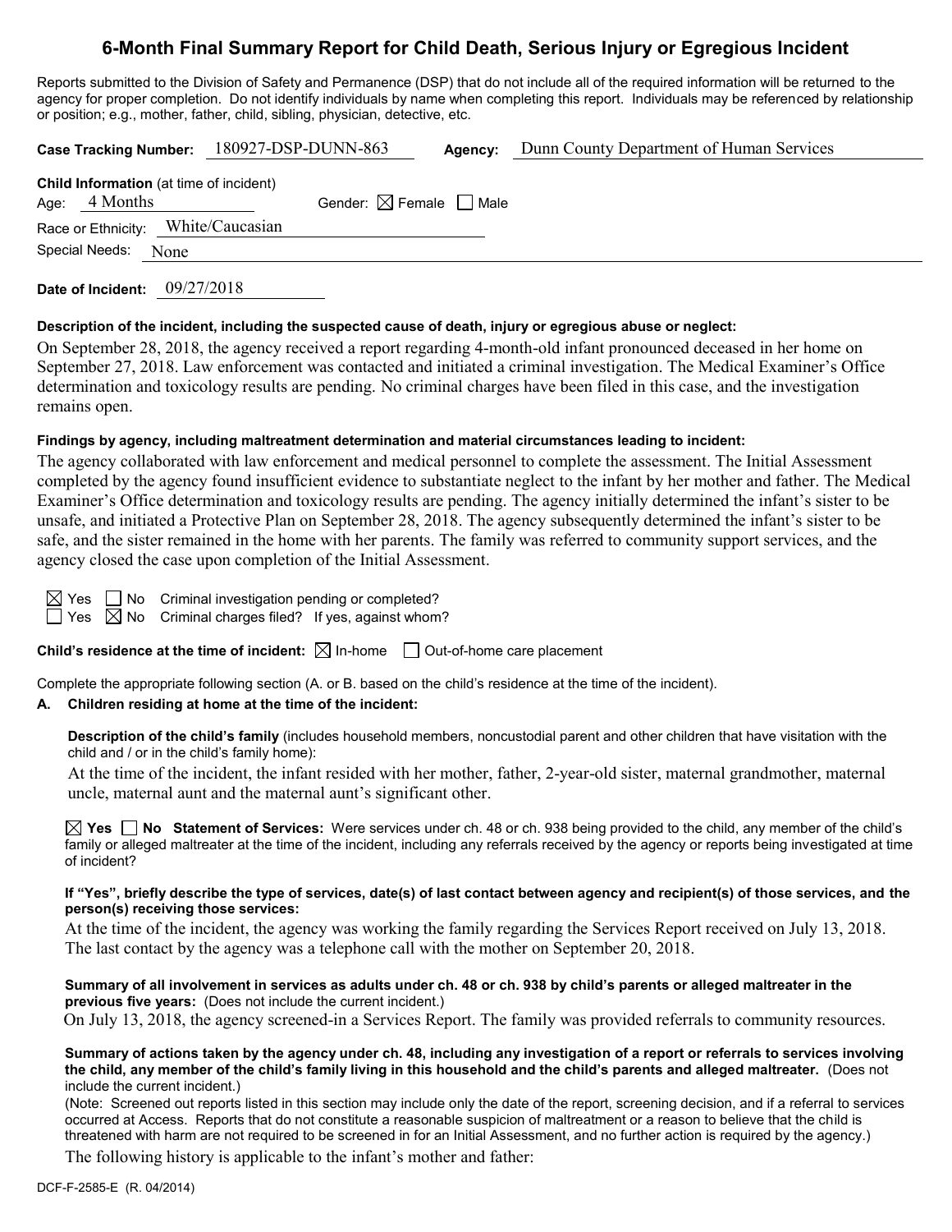# 6-Month Final Summary Report for Child Death, Serious Injury or Egregious Incident

Reports submitted to the Division of Safety and Permanence (DSP) that do not include all of the required information will be returned to the agency for proper completion. Do not identify individuals by name when completing this report. Individuals may be referenced by relationship or position; e.g., mother, father, child, sibling, physician, detective, etc.

**Case Tracking Number:** 180927-DSP-DUNN-863 **Agency:** Dunn County Department of Human Services

**Child Information** (at time of incident)

Age: 4 Months Gender: ☒ Female ☐ Male

Race or Ethnicity: White/Caucasian

Special Needs: None

**Date of Incident:** 09/27/2018

**Description of the incident, including the suspected cause of death, injury or egregious abuse or neglect:**

On September 28, 2018, the agency received a report regarding 4-month-old infant pronounced deceased in her home on September 27, 2018. Law enforcement was contacted and initiated a criminal investigation. The Medical Examiner's Office determination and toxicology results are pending. No criminal charges have been filed in this case, and the investigation remains open.

**Findings by agency, including maltreatment determination and material circumstances leading to incident:**

The agency collaborated with law enforcement and medical personnel to complete the assessment. The Initial Assessment completed by the agency found insufficient evidence to substantiate neglect to the infant by her mother and father. The Medical Examiner's Office determination and toxicology results are pending. The agency initially determined the infant's sister to be unsafe, and initiated a Protective Plan on September 28, 2018. The agency subsequently determined the infant's sister to be safe, and the sister remained in the home with her parents. The family was referred to community support services, and the agency closed the case upon completion of the Initial Assessment.

☒ Yes ☐ No Criminal investigation pending or completed?

☐ Yes ☒ No Criminal charges filed? If yes, against whom?

**Child's residence at the time of incident:** ☒ In-home ☐ Out-of-home care placement

Complete the appropriate following section (A. or B. based on the child's residence at the time of the incident).

**A. Children residing at home at the time of the incident:**

**Description of the child's family** (includes household members, noncustodial parent and other children that have visitation with the child and / or in the child's family home):

At the time of the incident, the infant resided with her mother, father, 2-year-old sister, maternal grandmother, maternal uncle, maternal aunt and the maternal aunt's significant other.

☒ **Yes** ☐ **No** **Statement of Services:** Were services under ch. 48 or ch. 938 being provided to the child, any member of the child's family or alleged maltreater at the time of the incident, including any referrals received by the agency or reports being investigated at time of incident?

**If "Yes", briefly describe the type of services, date(s) of last contact between agency and recipient(s) of those services, and the person(s) receiving those services:**

At the time of the incident, the agency was working the family regarding the Services Report received on July 13, 2018. The last contact by the agency was a telephone call with the mother on September 20, 2018.

**Summary of all involvement in services as adults under ch. 48 or ch. 938 by child's parents or alleged maltreater in the previous five years:** (Does not include the current incident.)

On July 13, 2018, the agency screened-in a Services Report. The family was provided referrals to community resources.

**Summary of actions taken by the agency under ch. 48, including any investigation of a report or referrals to services involving the child, any member of the child's family living in this household and the child's parents and alleged maltreater.** (Does not include the current incident.)

(Note: Screened out reports listed in this section may include only the date of the report, screening decision, and if a referral to services occurred at Access. Reports that do not constitute a reasonable suspicion of maltreatment or a reason to believe that the child is threatened with harm are not required to be screened in for an Initial Assessment, and no further action is required by the agency.)

The following history is applicable to the infant's mother and father:

DCF-F-2585-E (R. 04/2014)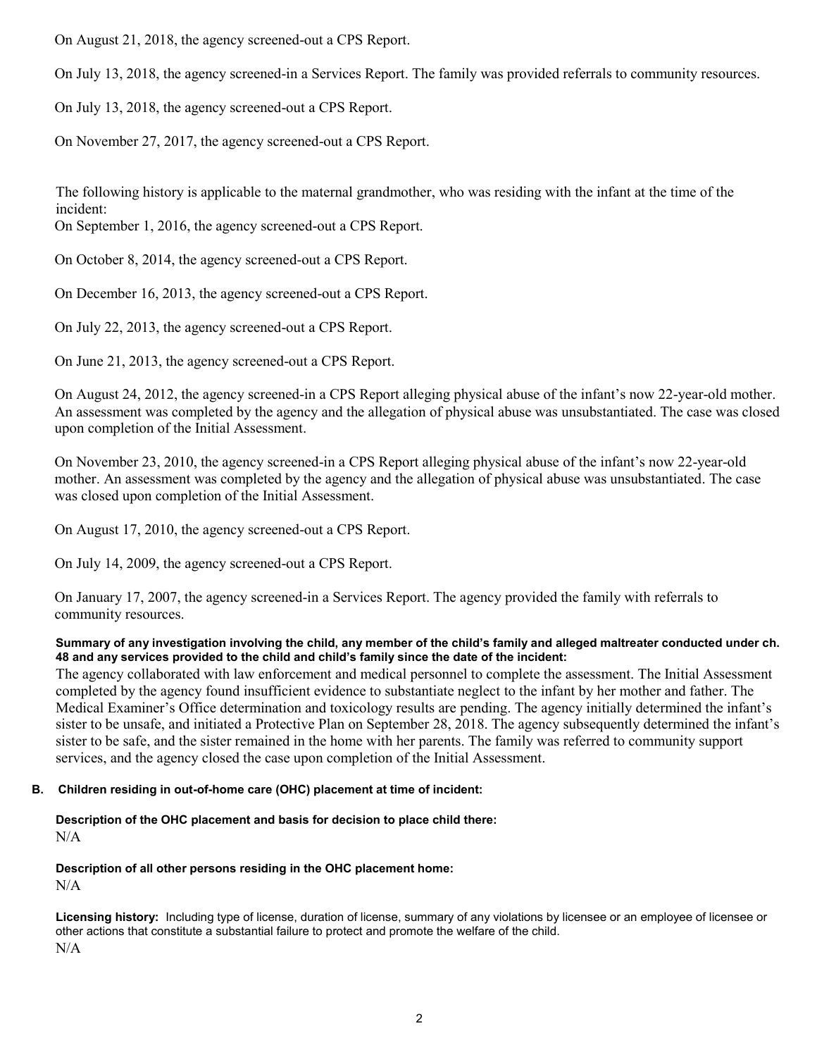On August 21, 2018, the agency screened-out a CPS Report.

On July 13, 2018, the agency screened-in a Services Report. The family was provided referrals to community resources.

On July 13, 2018, the agency screened-out a CPS Report.

On November 27, 2017, the agency screened-out a CPS Report.

The following history is applicable to the maternal grandmother, who was residing with the infant at the time of the incident:
On September 1, 2016, the agency screened-out a CPS Report.

On October 8, 2014, the agency screened-out a CPS Report.

On December 16, 2013, the agency screened-out a CPS Report.

On July 22, 2013, the agency screened-out a CPS Report.

On June 21, 2013, the agency screened-out a CPS Report.

On August 24, 2012, the agency screened-in a CPS Report alleging physical abuse of the infant's now 22-year-old mother. An assessment was completed by the agency and the allegation of physical abuse was unsubstantiated. The case was closed upon completion of the Initial Assessment.

On November 23, 2010, the agency screened-in a CPS Report alleging physical abuse of the infant's now 22-year-old mother. An assessment was completed by the agency and the allegation of physical abuse was unsubstantiated. The case was closed upon completion of the Initial Assessment.

On August 17, 2010, the agency screened-out a CPS Report.

On July 14, 2009, the agency screened-out a CPS Report.

On January 17, 2007, the agency screened-in a Services Report. The agency provided the family with referrals to community resources.

**Summary of any investigation involving the child, any member of the child's family and alleged maltreater conducted under ch. 48 and any services provided to the child and child's family since the date of the incident:**

The agency collaborated with law enforcement and medical personnel to complete the assessment. The Initial Assessment completed by the agency found insufficient evidence to substantiate neglect to the infant by her mother and father. The Medical Examiner's Office determination and toxicology results are pending. The agency initially determined the infant's sister to be unsafe, and initiated a Protective Plan on September 28, 2018. The agency subsequently determined the infant's sister to be safe, and the sister remained in the home with her parents. The family was referred to community support services, and the agency closed the case upon completion of the Initial Assessment.

**B. Children residing in out-of-home care (OHC) placement at time of incident:**

**Description of the OHC placement and basis for decision to place child there:**

N/A

**Description of all other persons residing in the OHC placement home:**

N/A

**Licensing history:** Including type of license, duration of license, summary of any violations by licensee or an employee of licensee or other actions that constitute a substantial failure to protect and promote the welfare of the child.

N/A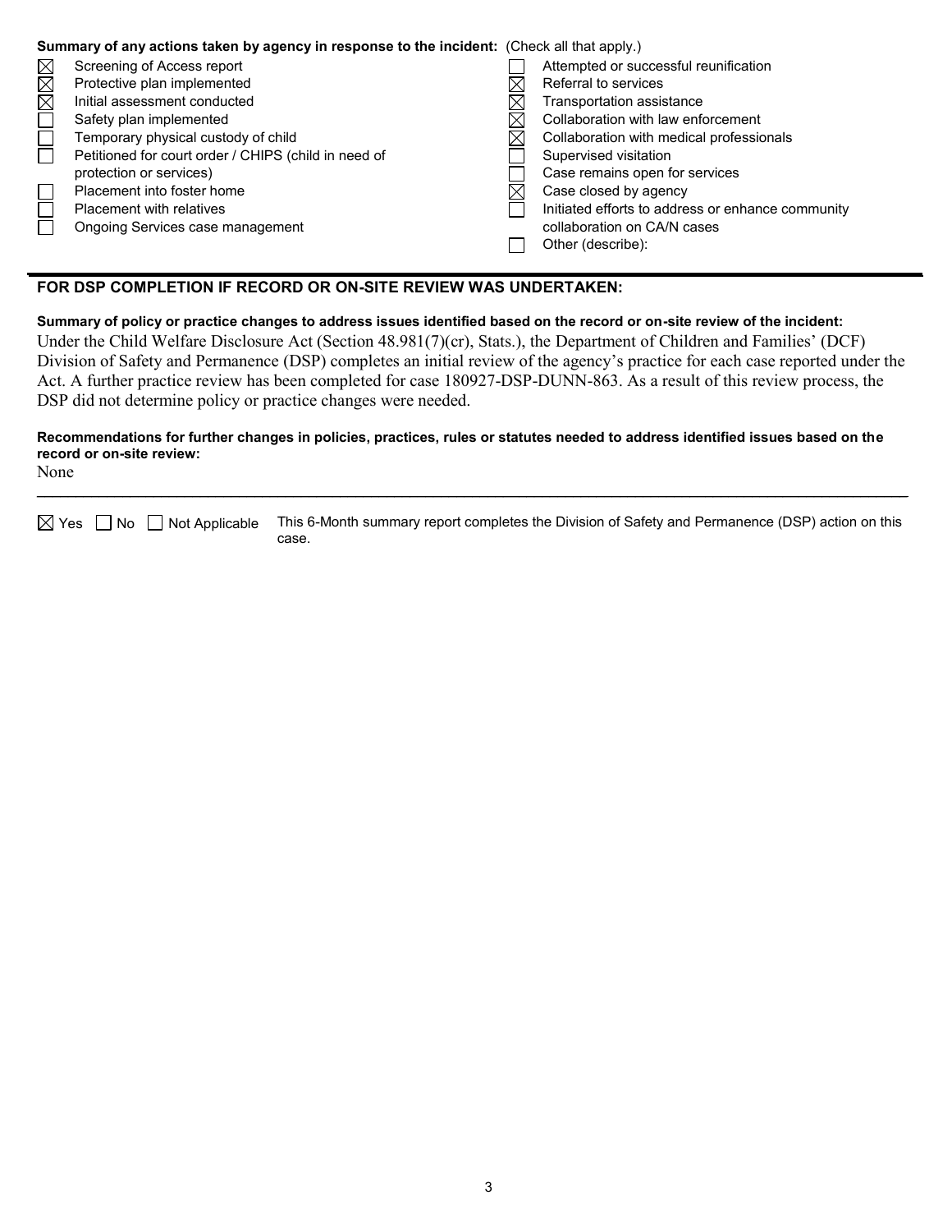**Summary of any actions taken by agency in response to the incident:** (Check all that apply.)

- ☒ Screening of Access report
- ☒ Protective plan implemented
- ☒ Initial assessment conducted
- ☐ Safety plan implemented
- ☐ Temporary physical custody of child
- ☐ Petitioned for court order / CHIPS (child in need of protection or services)
- ☐ Placement into foster home
- ☐ Placement with relatives
- ☐ Ongoing Services case management
- ☐ Attempted or successful reunification
- ☒ Referral to services
- ☒ Transportation assistance
- ☒ Collaboration with law enforcement
- ☒ Collaboration with medical professionals
- ☐ Supervised visitation
- ☐ Case remains open for services
- ☒ Case closed by agency
- ☐ Initiated efforts to address or enhance community collaboration on CA/N cases
- ☐ Other (describe):

## FOR DSP COMPLETION IF RECORD OR ON-SITE REVIEW WAS UNDERTAKEN:

**Summary of policy or practice changes to address issues identified based on the record or on-site review of the incident:**

Under the Child Welfare Disclosure Act (Section 48.981(7)(cr), Stats.), the Department of Children and Families' (DCF) Division of Safety and Permanence (DSP) completes an initial review of the agency's practice for each case reported under the Act. A further practice review has been completed for case 180927-DSP-DUNN-863. As a result of this review process, the DSP did not determine policy or practice changes were needed.

**Recommendations for further changes in policies, practices, rules or statutes needed to address identified issues based on the record or on-site review:**

None

---

☒ Yes ☐ No ☐ Not Applicable This 6-Month summary report completes the Division of Safety and Permanence (DSP) action on this case.